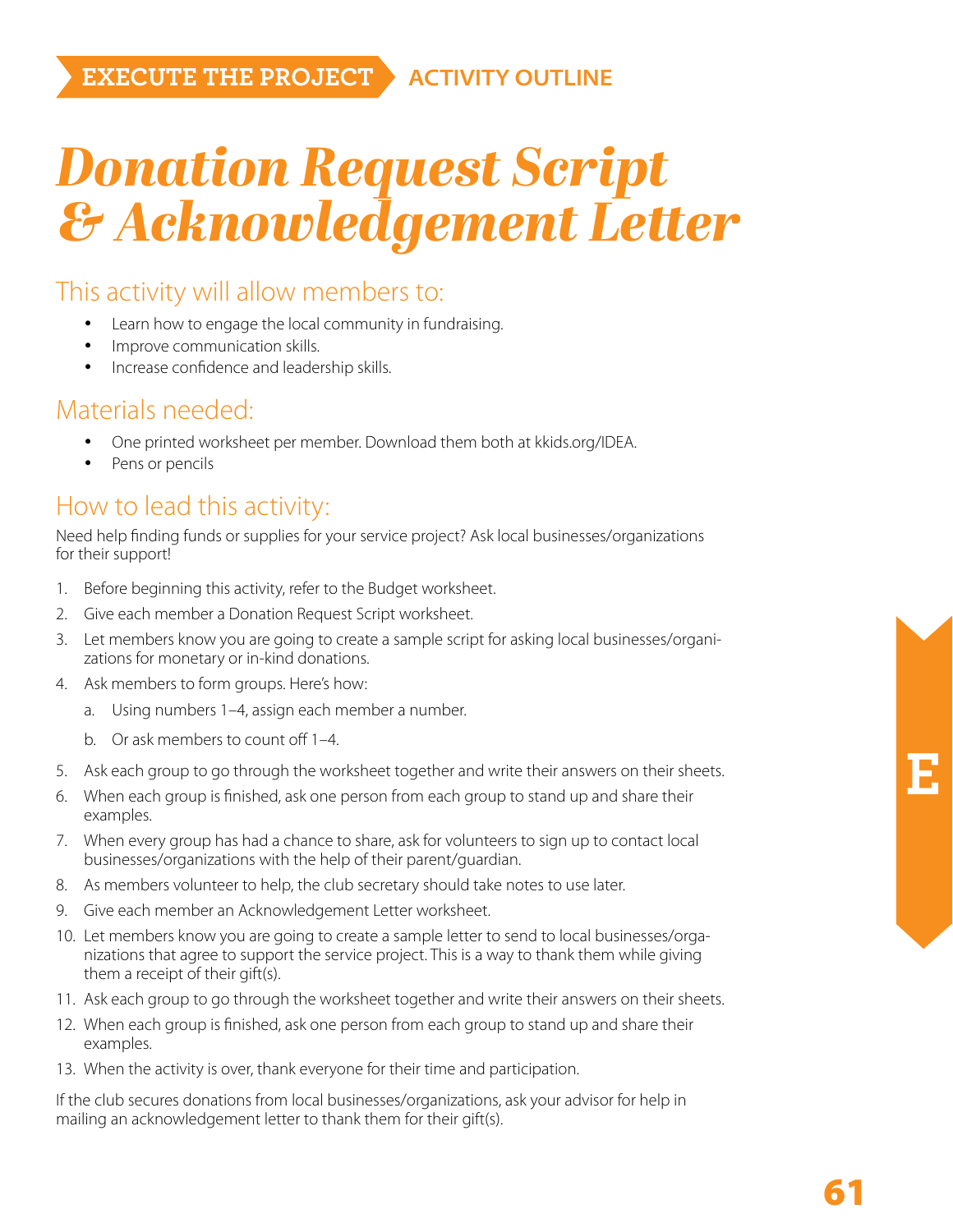EXECUTE THE PROJECT ACTIVITY OUTLINE

# *Donation Request Script & Acknowledgement Letter*

## This activity will allow members to:

- Learn how to engage the local community in fundraising.
- Improve communication skills.
- Increase confidence and leadership skills.

## Materials needed:

- One printed worksheet per member. Download them both at kkids.org/IDEA.
- Pens or pencils

## How to lead this activity:

Need help finding funds or supplies for your service project? Ask local businesses/organizations for their support!

1. Before beginning this activity, refer to the Budget worksheet.
2. Give each member a Donation Request Script worksheet.
3. Let members know you are going to create a sample script for asking local businesses/organizations for monetary or in-kind donations.
4. Ask members to form groups. Here's how:
   a. Using numbers 1–4, assign each member a number.
   b. Or ask members to count off 1–4.
5. Ask each group to go through the worksheet together and write their answers on their sheets.
6. When each group is finished, ask one person from each group to stand up and share their examples.
7. When every group has had a chance to share, ask for volunteers to sign up to contact local businesses/organizations with the help of their parent/guardian.
8. As members volunteer to help, the club secretary should take notes to use later.
9. Give each member an Acknowledgement Letter worksheet.
10. Let members know you are going to create a sample letter to send to local businesses/organizations that agree to support the service project. This is a way to thank them while giving them a receipt of their gift(s).
11. Ask each group to go through the worksheet together and write their answers on their sheets.
12. When each group is finished, ask one person from each group to stand up and share their examples.
13. When the activity is over, thank everyone for their time and participation.

If the club secures donations from local businesses/organizations, ask your advisor for help in mailing an acknowledgement letter to thank them for their gift(s).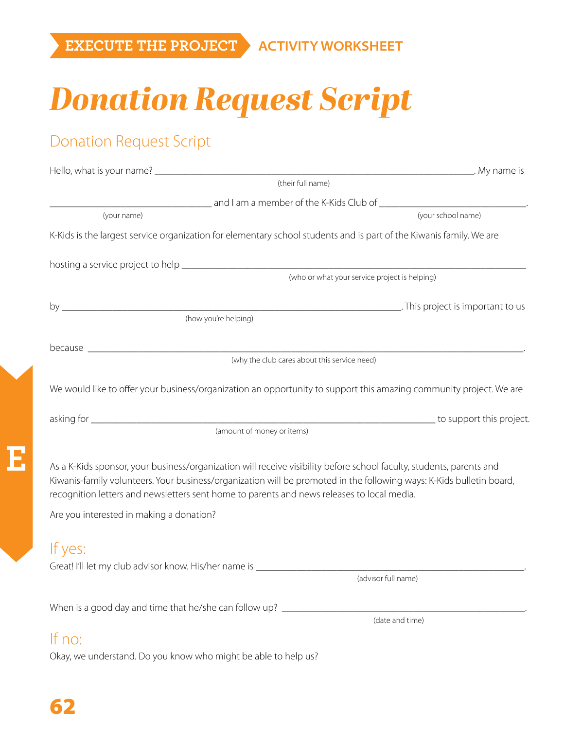EXECUTE THE PROJECT | ACTIVITY WORKSHEET

# Donation Request Script

## Donation Request Script

Hello, what is your name? ____________________________________________ (their full name). My name is

______________________ (your name) and I am a member of the K-Kids Club of ______________________ (your school name).

K-Kids is the largest service organization for elementary school students and is part of the Kiwanis family. We are

hosting a service project to help ______________________________________________ (who or what your service project is helping)

by ______________________________________________ (how you're helping). This project is important to us

because ______________________________________________ (why the club cares about this service need).

We would like to offer your business/organization an opportunity to support this amazing community project. We are

asking for ______________________________________________ (amount of money or items) to support this project.

As a K-Kids sponsor, your business/organization will receive visibility before school faculty, students, parents and Kiwanis-family volunteers. Your business/organization will be promoted in the following ways: K-Kids bulletin board, recognition letters and newsletters sent home to parents and news releases to local media.

Are you interested in making a donation?

## If yes:

Great! I'll let my club advisor know. His/her name is ______________________________________ (advisor full name).

When is a good day and time that he/she can follow up? ______________________________________ (date and time).

## If no:

Okay, we understand. Do you know who might be able to help us?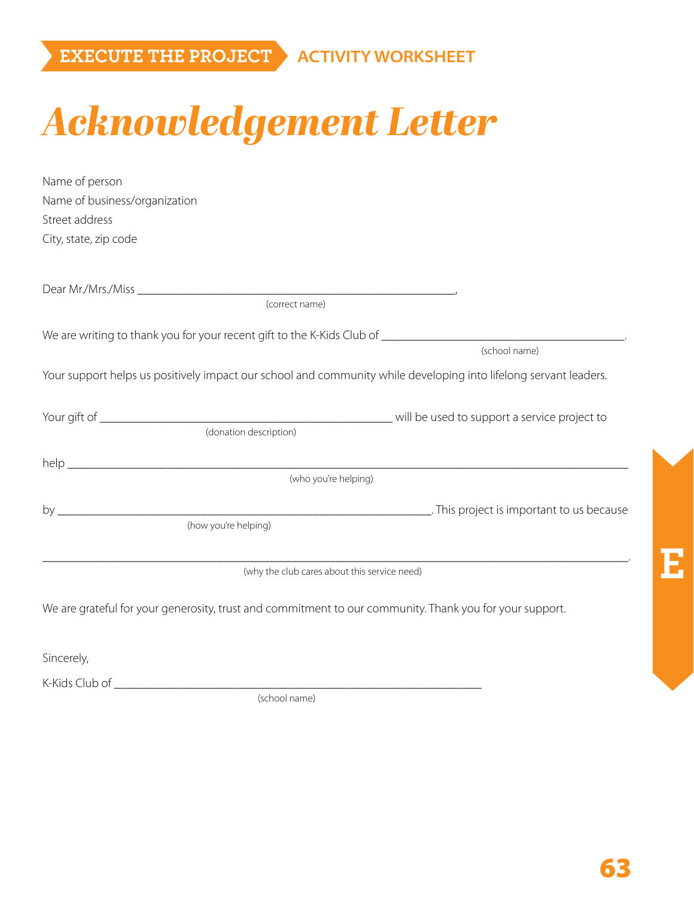EXECUTE THE PROJECT ACTIVITY WORKSHEET

# *Acknowledgement Letter*

Name of person
Name of business/organization
Street address
City, state, zip code

Dear Mr./Mrs./Miss ______________________________________________,
(correct name)

We are writing to thank you for your recent gift to the K-Kids Club of ____________________________________.
(school name)

Your support helps us positively impact our school and community while developing into lifelong servant leaders.

Your gift of ____________________________________________ will be used to support a service project to
(donation description)

help ____________________________________________________________________________________
(who you're helping)

by ________________________________________________________. This project is important to us because
(how you're helping)

________________________________________________________________________________________.
(why the club cares about this service need)

We are grateful for your generosity, trust and commitment to our community. Thank you for your support.

Sincerely,

K-Kids Club of ________________________________________________________
(school name)

E